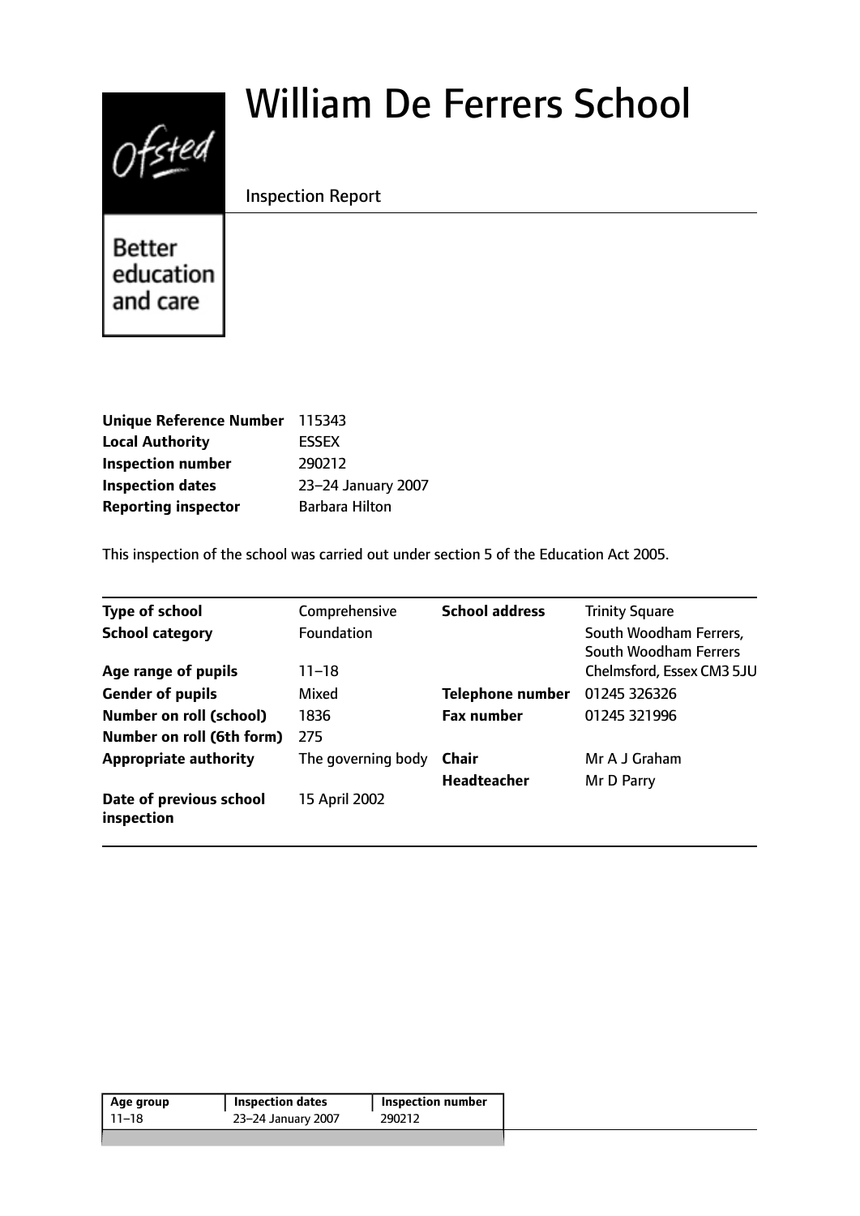# William De Ferrers School

Inspection Report

| | |
|---|---|
| **Unique Reference Number** | 115343 |
| **Local Authority** | ESSEX |
| **Inspection number** | 290212 |
| **Inspection dates** | 23–24 January 2007 |
| **Reporting inspector** | Barbara Hilton |

This inspection of the school was carried out under section 5 of the Education Act 2005.

| | | | |
|---|---|---|---|
| **Type of school** | Comprehensive | **School address** | Trinity Square |
| **School category** | Foundation | | South Woodham Ferrers, South Woodham Ferrers |
| **Age range of pupils** | 11–18 | | Chelmsford, Essex CM3 5JU |
| **Gender of pupils** | Mixed | **Telephone number** | 01245 326326 |
| **Number on roll (school)** | 1836 | **Fax number** | 01245 321996 |
| **Number on roll (6th form)** | 275 | | |
| **Appropriate authority** | The governing body | **Chair** | Mr A J Graham |
| | | **Headteacher** | Mr D Parry |
| **Date of previous school inspection** | 15 April 2002 | | |

| Age group | Inspection dates | Inspection number |
|---|---|---|
| 11–18 | 23–24 January 2007 | 290212 |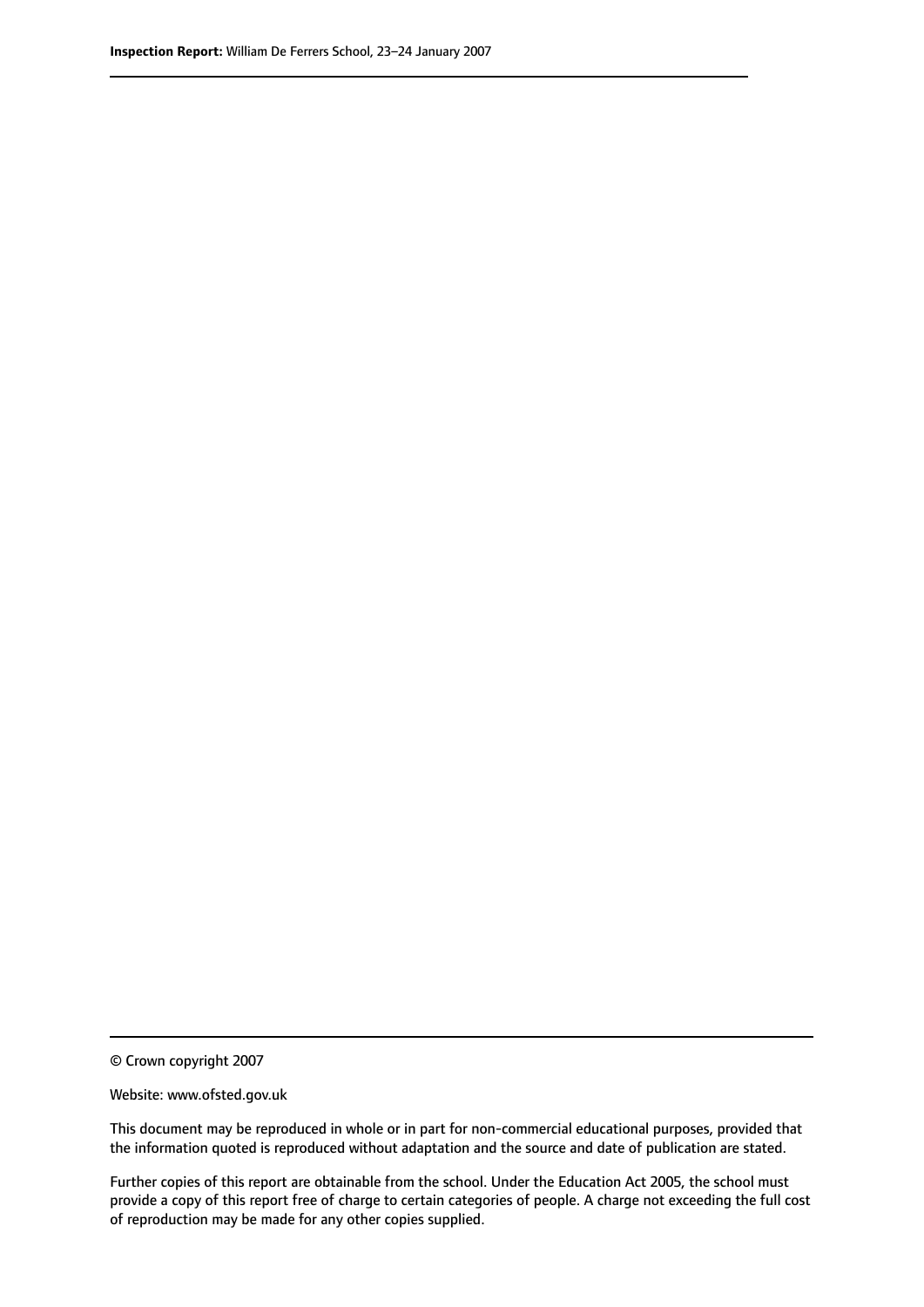© Crown copyright 2007

Website: www.ofsted.gov.uk

This document may be reproduced in whole or in part for non-commercial educational purposes, provided that the information quoted is reproduced without adaptation and the source and date of publication are stated.

Further copies of this report are obtainable from the school. Under the Education Act 2005, the school must provide a copy of this report free of charge to certain categories of people. A charge not exceeding the full cost of reproduction may be made for any other copies supplied.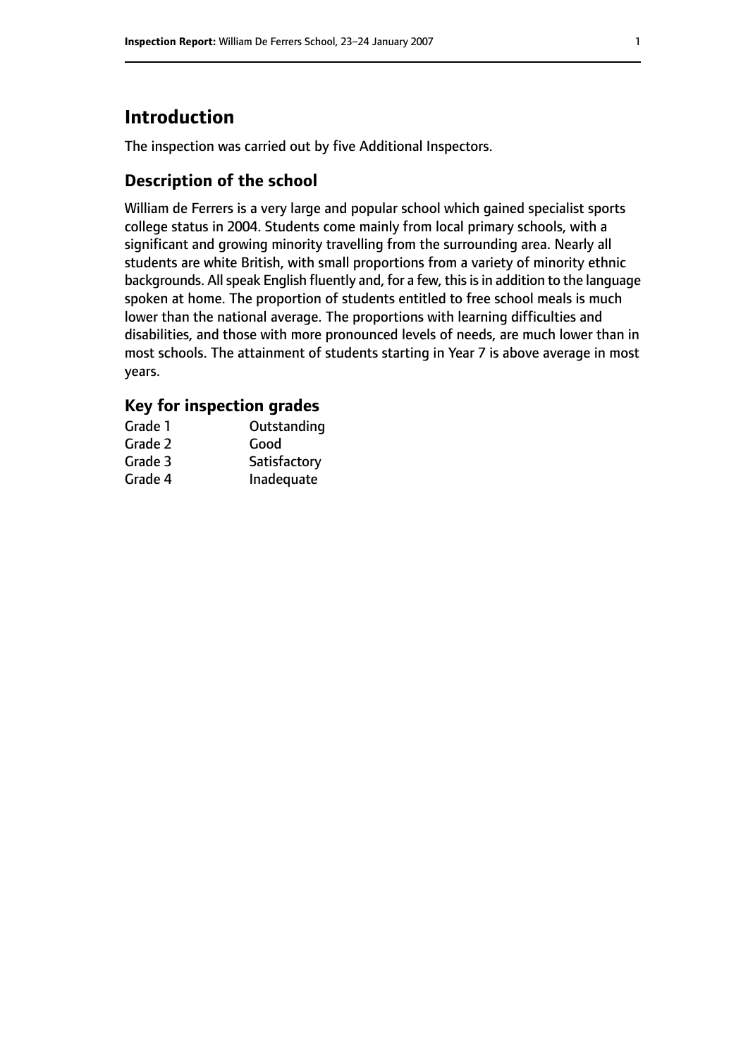# Introduction

The inspection was carried out by five Additional Inspectors.

## Description of the school

William de Ferrers is a very large and popular school which gained specialist sports college status in 2004. Students come mainly from local primary schools, with a significant and growing minority travelling from the surrounding area. Nearly all students are white British, with small proportions from a variety of minority ethnic backgrounds. All speak English fluently and, for a few, this is in addition to the language spoken at home. The proportion of students entitled to free school meals is much lower than the national average. The proportions with learning difficulties and disabilities, and those with more pronounced levels of needs, are much lower than in most schools. The attainment of students starting in Year 7 is above average in most years.

## Key for inspection grades

| | |
|---|---|
| Grade 1 | Outstanding |
| Grade 2 | Good |
| Grade 3 | Satisfactory |
| Grade 4 | Inadequate |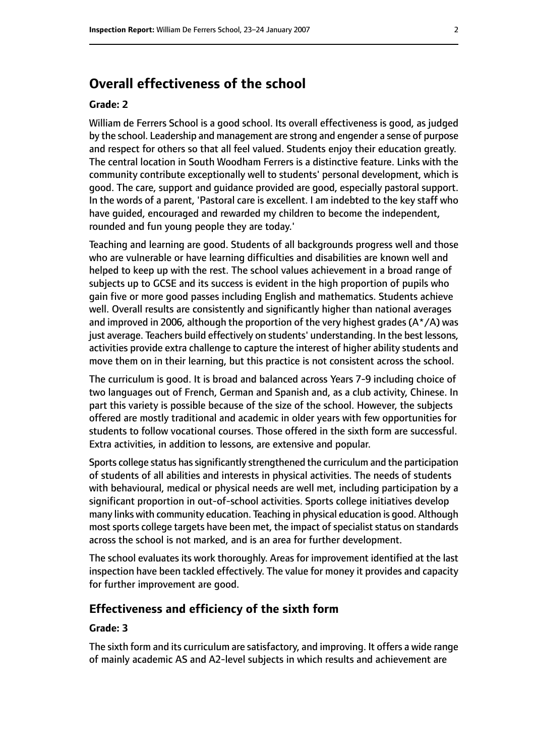## Overall effectiveness of the school

### Grade: 2

William de Ferrers School is a good school. Its overall effectiveness is good, as judged by the school. Leadership and management are strong and engender a sense of purpose and respect for others so that all feel valued. Students enjoy their education greatly. The central location in South Woodham Ferrers is a distinctive feature. Links with the community contribute exceptionally well to students' personal development, which is good. The care, support and guidance provided are good, especially pastoral support. In the words of a parent, 'Pastoral care is excellent. I am indebted to the key staff who have guided, encouraged and rewarded my children to become the independent, rounded and fun young people they are today.'

Teaching and learning are good. Students of all backgrounds progress well and those who are vulnerable or have learning difficulties and disabilities are known well and helped to keep up with the rest. The school values achievement in a broad range of subjects up to GCSE and its success is evident in the high proportion of pupils who gain five or more good passes including English and mathematics. Students achieve well. Overall results are consistently and significantly higher than national averages and improved in 2006, although the proportion of the very highest grades (A*/A) was just average. Teachers build effectively on students' understanding. In the best lessons, activities provide extra challenge to capture the interest of higher ability students and move them on in their learning, but this practice is not consistent across the school.

The curriculum is good. It is broad and balanced across Years 7-9 including choice of two languages out of French, German and Spanish and, as a club activity, Chinese. In part this variety is possible because of the size of the school. However, the subjects offered are mostly traditional and academic in older years with few opportunities for students to follow vocational courses. Those offered in the sixth form are successful. Extra activities, in addition to lessons, are extensive and popular.

Sports college status has significantly strengthened the curriculum and the participation of students of all abilities and interests in physical activities. The needs of students with behavioural, medical or physical needs are well met, including participation by a significant proportion in out-of-school activities. Sports college initiatives develop many links with community education. Teaching in physical education is good. Although most sports college targets have been met, the impact of specialist status on standards across the school is not marked, and is an area for further development.

The school evaluates its work thoroughly. Areas for improvement identified at the last inspection have been tackled effectively. The value for money it provides and capacity for further improvement are good.

### Effectiveness and efficiency of the sixth form

### Grade: 3

The sixth form and its curriculum are satisfactory, and improving. It offers a wide range of mainly academic AS and A2-level subjects in which results and achievement are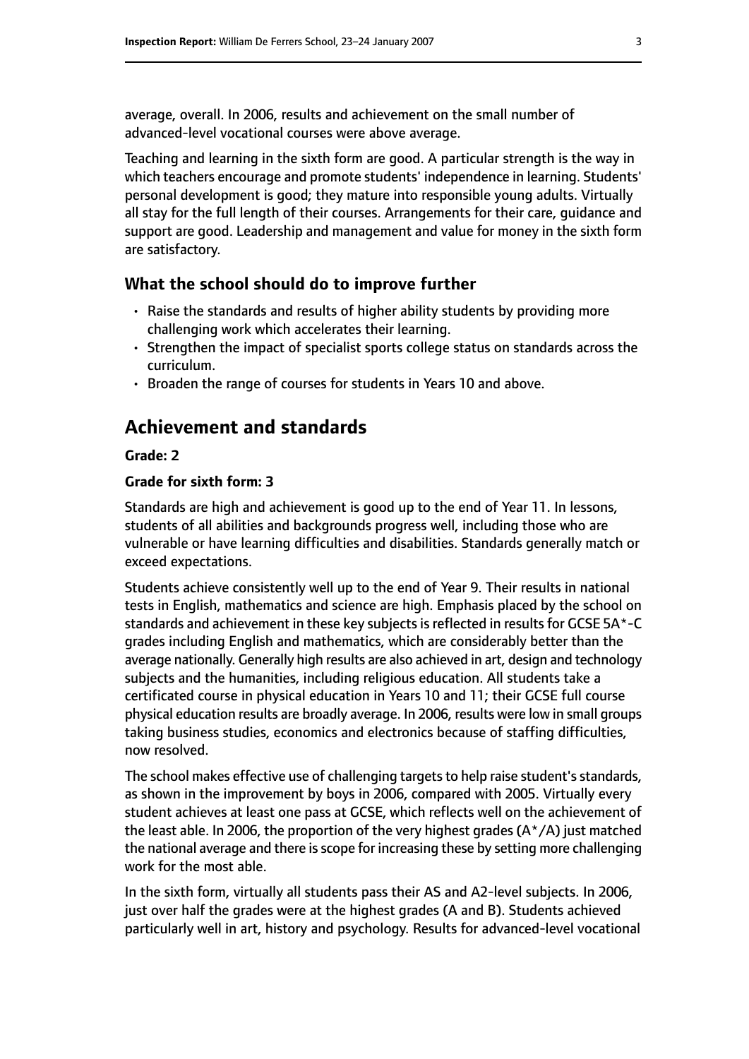average, overall. In 2006, results and achievement on the small number of advanced-level vocational courses were above average.

Teaching and learning in the sixth form are good. A particular strength is the way in which teachers encourage and promote students' independence in learning. Students' personal development is good; they mature into responsible young adults. Virtually all stay for the full length of their courses. Arrangements for their care, guidance and support are good. Leadership and management and value for money in the sixth form are satisfactory.

### What the school should do to improve further

- Raise the standards and results of higher ability students by providing more challenging work which accelerates their learning.
- Strengthen the impact of specialist sports college status on standards across the curriculum.
- Broaden the range of courses for students in Years 10 and above.

## Achievement and standards

**Grade: 2**

**Grade for sixth form: 3**

Standards are high and achievement is good up to the end of Year 11. In lessons, students of all abilities and backgrounds progress well, including those who are vulnerable or have learning difficulties and disabilities. Standards generally match or exceed expectations.

Students achieve consistently well up to the end of Year 9. Their results in national tests in English, mathematics and science are high. Emphasis placed by the school on standards and achievement in these key subjects is reflected in results for GCSE 5A*-C grades including English and mathematics, which are considerably better than the average nationally. Generally high results are also achieved in art, design and technology subjects and the humanities, including religious education. All students take a certificated course in physical education in Years 10 and 11; their GCSE full course physical education results are broadly average. In 2006, results were low in small groups taking business studies, economics and electronics because of staffing difficulties, now resolved.

The school makes effective use of challenging targets to help raise student's standards, as shown in the improvement by boys in 2006, compared with 2005. Virtually every student achieves at least one pass at GCSE, which reflects well on the achievement of the least able. In 2006, the proportion of the very highest grades (A*/A) just matched the national average and there is scope for increasing these by setting more challenging work for the most able.

In the sixth form, virtually all students pass their AS and A2-level subjects. In 2006, just over half the grades were at the highest grades (A and B). Students achieved particularly well in art, history and psychology. Results for advanced-level vocational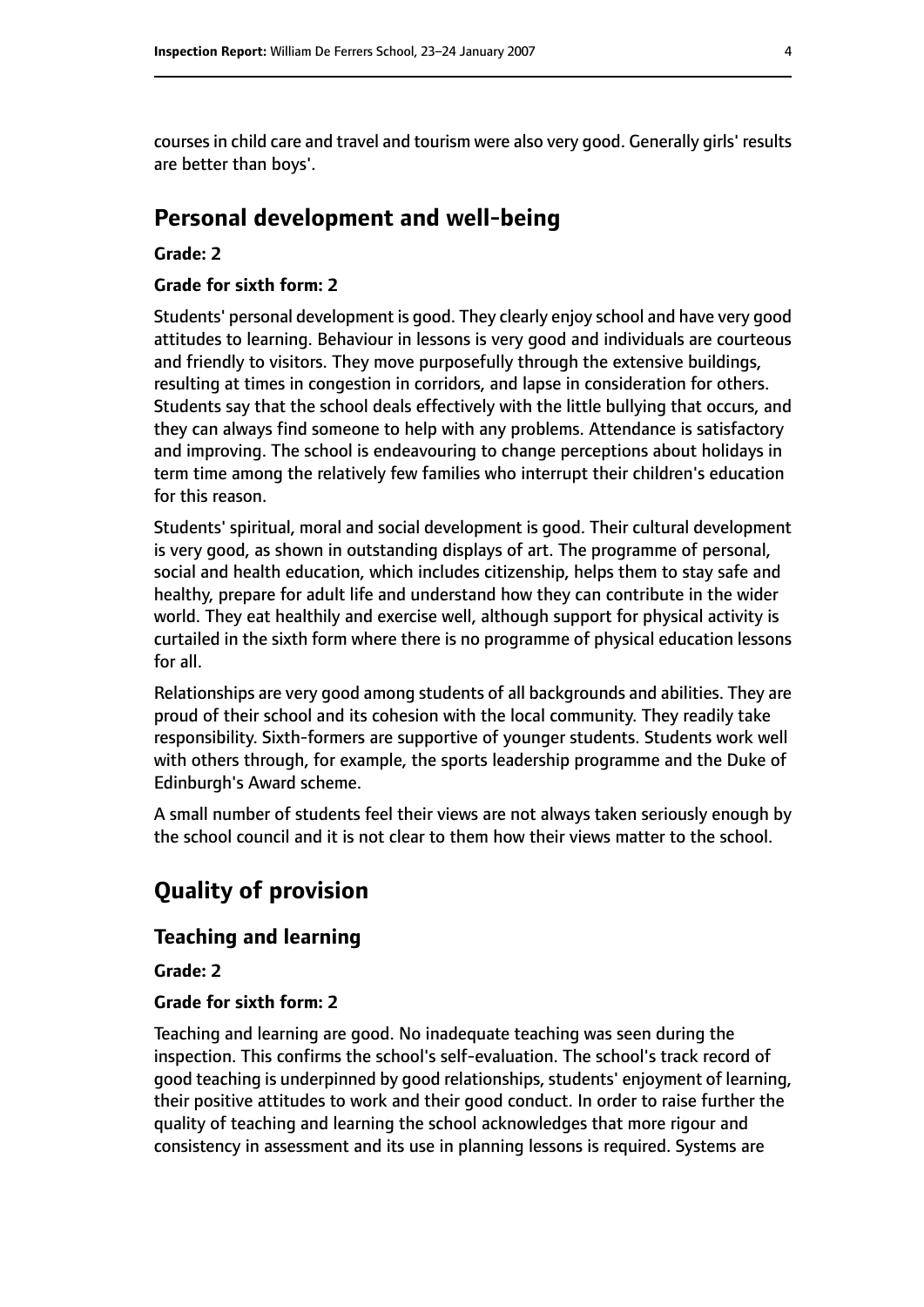courses in child care and travel and tourism were also very good. Generally girls' results are better than boys'.

## Personal development and well-being

**Grade: 2**

**Grade for sixth form: 2**

Students' personal development is good. They clearly enjoy school and have very good attitudes to learning. Behaviour in lessons is very good and individuals are courteous and friendly to visitors. They move purposefully through the extensive buildings, resulting at times in congestion in corridors, and lapse in consideration for others. Students say that the school deals effectively with the little bullying that occurs, and they can always find someone to help with any problems. Attendance is satisfactory and improving. The school is endeavouring to change perceptions about holidays in term time among the relatively few families who interrupt their children's education for this reason.

Students' spiritual, moral and social development is good. Their cultural development is very good, as shown in outstanding displays of art. The programme of personal, social and health education, which includes citizenship, helps them to stay safe and healthy, prepare for adult life and understand how they can contribute in the wider world. They eat healthily and exercise well, although support for physical activity is curtailed in the sixth form where there is no programme of physical education lessons for all.

Relationships are very good among students of all backgrounds and abilities. They are proud of their school and its cohesion with the local community. They readily take responsibility. Sixth-formers are supportive of younger students. Students work well with others through, for example, the sports leadership programme and the Duke of Edinburgh's Award scheme.

A small number of students feel their views are not always taken seriously enough by the school council and it is not clear to them how their views matter to the school.

## Quality of provision

### Teaching and learning

**Grade: 2**

**Grade for sixth form: 2**

Teaching and learning are good. No inadequate teaching was seen during the inspection. This confirms the school's self-evaluation. The school's track record of good teaching is underpinned by good relationships, students' enjoyment of learning, their positive attitudes to work and their good conduct. In order to raise further the quality of teaching and learning the school acknowledges that more rigour and consistency in assessment and its use in planning lessons is required. Systems are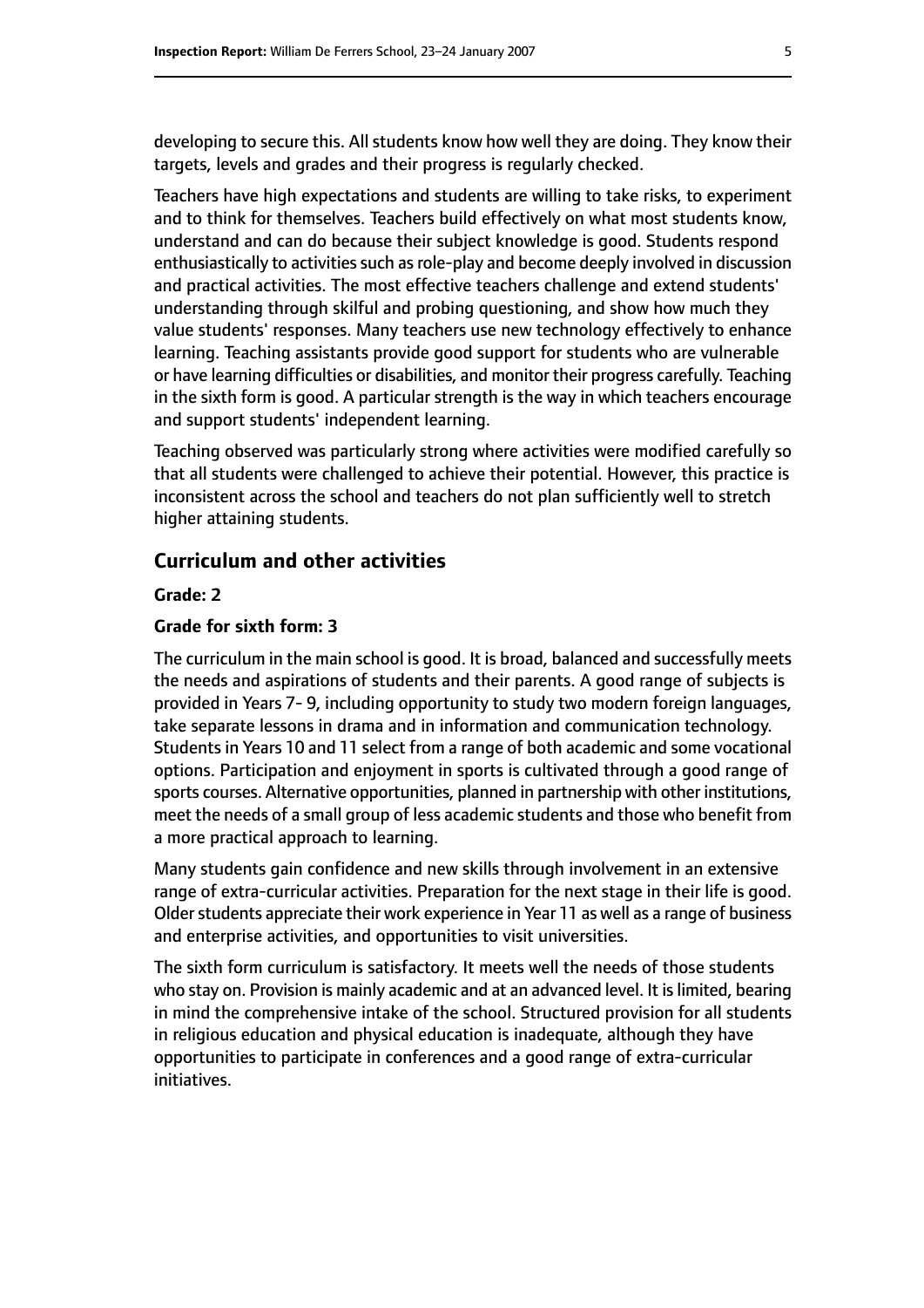developing to secure this. All students know how well they are doing. They know their targets, levels and grades and their progress is regularly checked.

Teachers have high expectations and students are willing to take risks, to experiment and to think for themselves. Teachers build effectively on what most students know, understand and can do because their subject knowledge is good. Students respond enthusiastically to activities such as role-play and become deeply involved in discussion and practical activities. The most effective teachers challenge and extend students' understanding through skilful and probing questioning, and show how much they value students' responses. Many teachers use new technology effectively to enhance learning. Teaching assistants provide good support for students who are vulnerable or have learning difficulties or disabilities, and monitor their progress carefully. Teaching in the sixth form is good. A particular strength is the way in which teachers encourage and support students' independent learning.

Teaching observed was particularly strong where activities were modified carefully so that all students were challenged to achieve their potential. However, this practice is inconsistent across the school and teachers do not plan sufficiently well to stretch higher attaining students.

## Curriculum and other activities

**Grade: 2**

**Grade for sixth form: 3**

The curriculum in the main school is good. It is broad, balanced and successfully meets the needs and aspirations of students and their parents. A good range of subjects is provided in Years 7- 9, including opportunity to study two modern foreign languages, take separate lessons in drama and in information and communication technology. Students in Years 10 and 11 select from a range of both academic and some vocational options. Participation and enjoyment in sports is cultivated through a good range of sports courses. Alternative opportunities, planned in partnership with other institutions, meet the needs of a small group of less academic students and those who benefit from a more practical approach to learning.

Many students gain confidence and new skills through involvement in an extensive range of extra-curricular activities. Preparation for the next stage in their life is good. Older students appreciate their work experience in Year 11 as well as a range of business and enterprise activities, and opportunities to visit universities.

The sixth form curriculum is satisfactory. It meets well the needs of those students who stay on. Provision is mainly academic and at an advanced level. It is limited, bearing in mind the comprehensive intake of the school. Structured provision for all students in religious education and physical education is inadequate, although they have opportunities to participate in conferences and a good range of extra-curricular initiatives.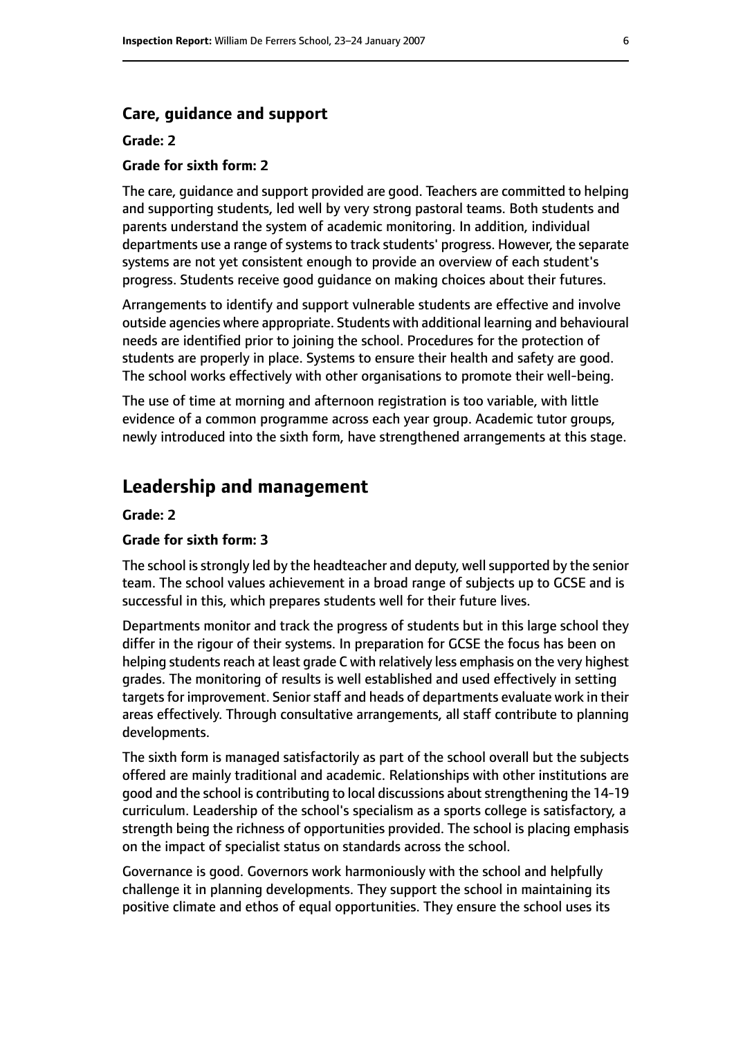### Care, guidance and support

**Grade: 2**

**Grade for sixth form: 2**

The care, guidance and support provided are good. Teachers are committed to helping and supporting students, led well by very strong pastoral teams. Both students and parents understand the system of academic monitoring. In addition, individual departments use a range of systems to track students' progress. However, the separate systems are not yet consistent enough to provide an overview of each student's progress. Students receive good guidance on making choices about their futures.

Arrangements to identify and support vulnerable students are effective and involve outside agencies where appropriate. Students with additional learning and behavioural needs are identified prior to joining the school. Procedures for the protection of students are properly in place. Systems to ensure their health and safety are good. The school works effectively with other organisations to promote their well-being.

The use of time at morning and afternoon registration is too variable, with little evidence of a common programme across each year group. Academic tutor groups, newly introduced into the sixth form, have strengthened arrangements at this stage.

## Leadership and management

**Grade: 2**

**Grade for sixth form: 3**

The school is strongly led by the headteacher and deputy, well supported by the senior team. The school values achievement in a broad range of subjects up to GCSE and is successful in this, which prepares students well for their future lives.

Departments monitor and track the progress of students but in this large school they differ in the rigour of their systems. In preparation for GCSE the focus has been on helping students reach at least grade C with relatively less emphasis on the very highest grades. The monitoring of results is well established and used effectively in setting targets for improvement. Senior staff and heads of departments evaluate work in their areas effectively. Through consultative arrangements, all staff contribute to planning developments.

The sixth form is managed satisfactorily as part of the school overall but the subjects offered are mainly traditional and academic. Relationships with other institutions are good and the school is contributing to local discussions about strengthening the 14-19 curriculum. Leadership of the school's specialism as a sports college is satisfactory, a strength being the richness of opportunities provided. The school is placing emphasis on the impact of specialist status on standards across the school.

Governance is good. Governors work harmoniously with the school and helpfully challenge it in planning developments. They support the school in maintaining its positive climate and ethos of equal opportunities. They ensure the school uses its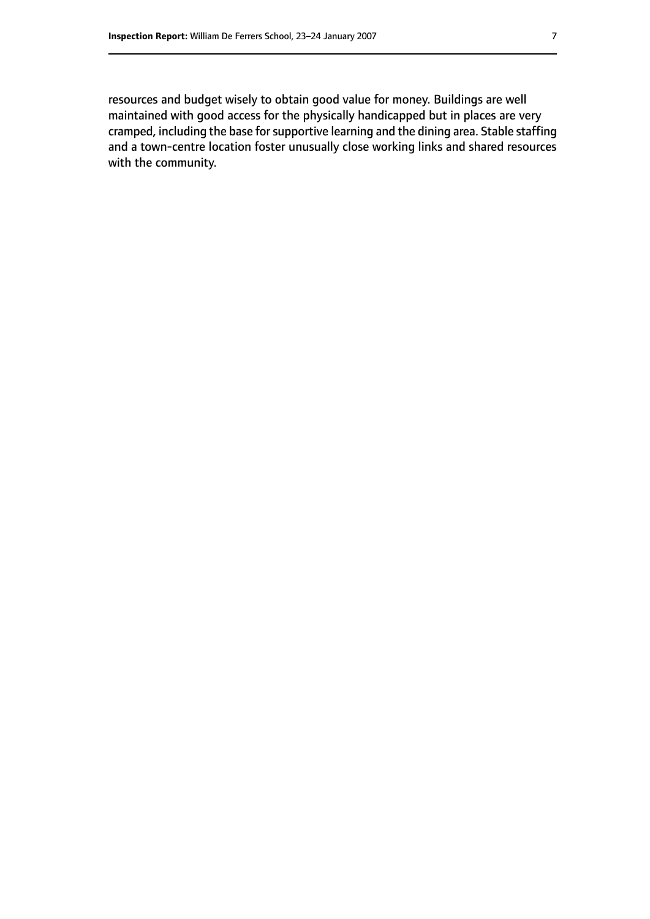resources and budget wisely to obtain good value for money. Buildings are well maintained with good access for the physically handicapped but in places are very cramped, including the base for supportive learning and the dining area. Stable staffing and a town-centre location foster unusually close working links and shared resources with the community.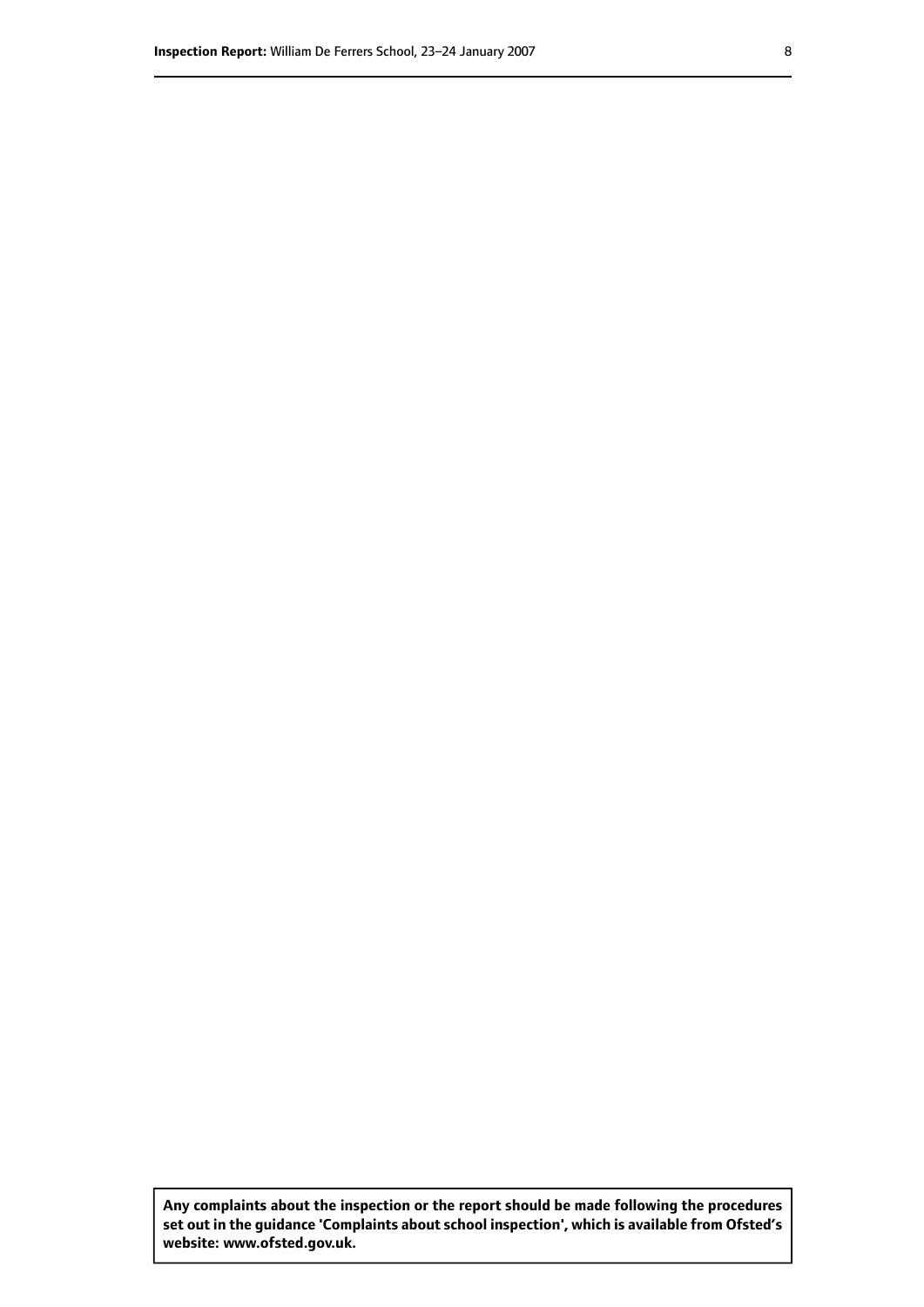**Any complaints about the inspection or the report should be made following the procedures set out in the guidance 'Complaints about school inspection', which is available from Ofsted's website: www.ofsted.gov.uk.**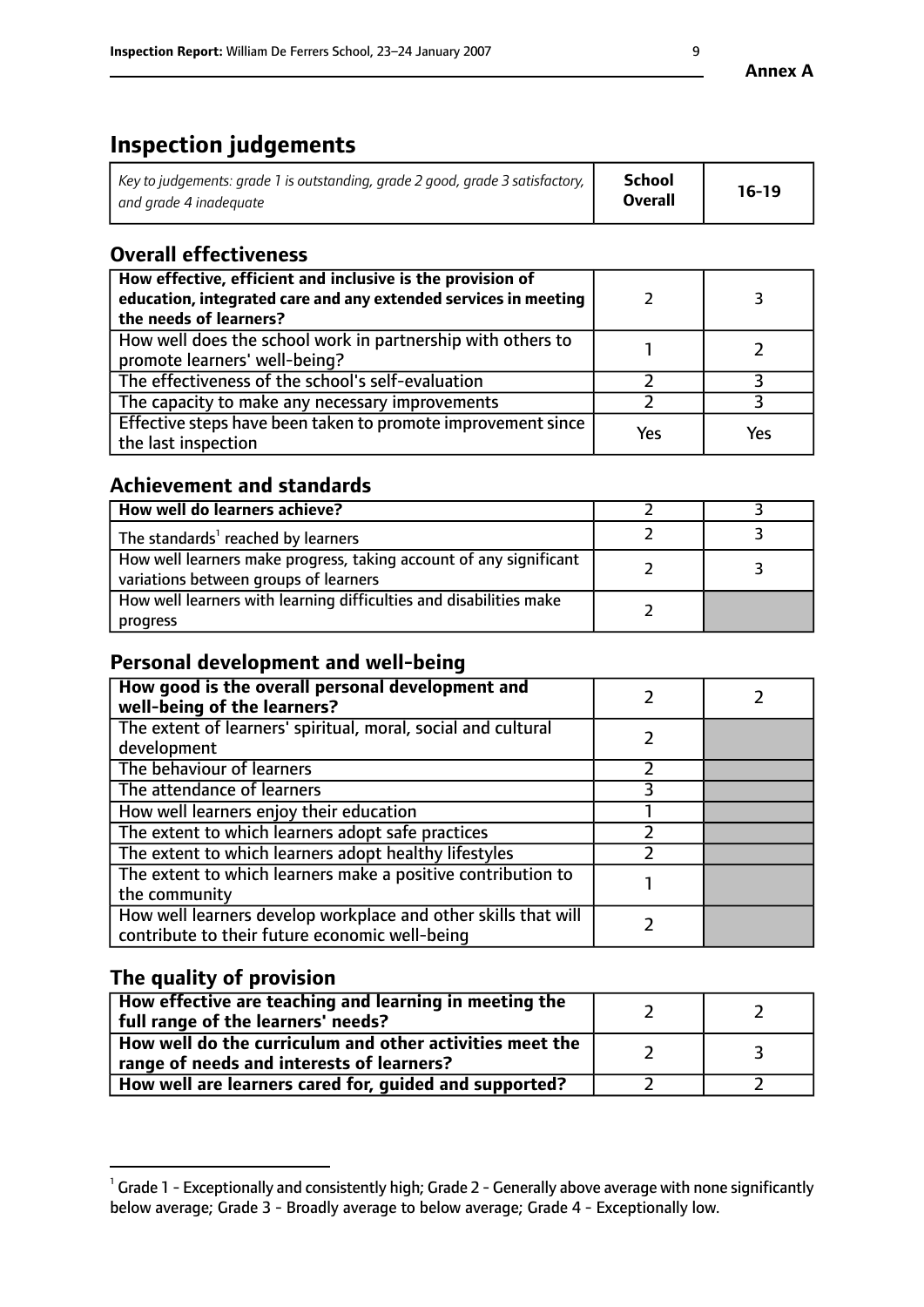**Annex A**

# Inspection judgements

| *Key to judgements: grade 1 is outstanding, grade 2 good, grade 3 satisfactory, and grade 4 inadequate* | **School Overall** | **16-19** |
|---|---|---|

## Overall effectiveness

| | | |
|---|---|---|
| **How effective, efficient and inclusive is the provision of education, integrated care and any extended services in meeting the needs of learners?** | 2 | 3 |
| How well does the school work in partnership with others to promote learners' well-being? | 1 | 2 |
| The effectiveness of the school's self-evaluation | 2 | 3 |
| The capacity to make any necessary improvements | 2 | 3 |
| Effective steps have been taken to promote improvement since the last inspection | Yes | Yes |

## Achievement and standards

| | | |
|---|---|---|
| **How well do learners achieve?** | 2 | 3 |
| The standards[1] reached by learners | 2 | 3 |
| How well learners make progress, taking account of any significant variations between groups of learners | 2 | 3 |
| How well learners with learning difficulties and disabilities make progress | 2 | |

## Personal development and well-being

| | | |
|---|---|---|
| **How good is the overall personal development and well-being of the learners?** | 2 | 2 |
| The extent of learners' spiritual, moral, social and cultural development | 2 | |
| The behaviour of learners | 2 | |
| The attendance of learners | 3 | |
| How well learners enjoy their education | 1 | |
| The extent to which learners adopt safe practices | 2 | |
| The extent to which learners adopt healthy lifestyles | 2 | |
| The extent to which learners make a positive contribution to the community | 1 | |
| How well learners develop workplace and other skills that will contribute to their future economic well-being | 2 | |

## The quality of provision

| | | |
|---|---|---|
| **How effective are teaching and learning in meeting the full range of the learners' needs?** | 2 | 2 |
| **How well do the curriculum and other activities meet the range of needs and interests of learners?** | 2 | 3 |
| **How well are learners cared for, guided and supported?** | 2 | 2 |

[1] Grade 1 - Exceptionally and consistently high; Grade 2 - Generally above average with none significantly below average; Grade 3 - Broadly average to below average; Grade 4 - Exceptionally low.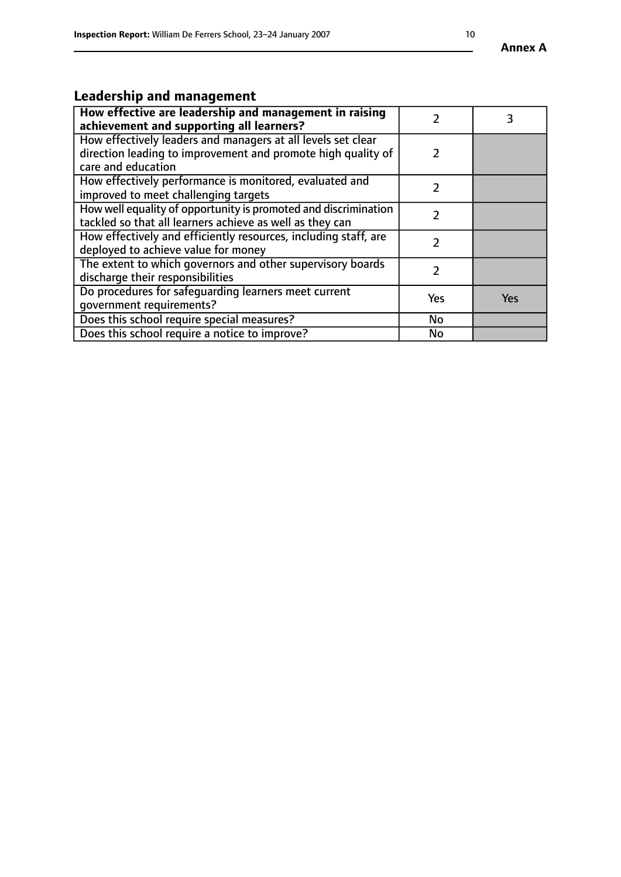## Leadership and management

| How effective are leadership and management in raising achievement and supporting all learners? | 2 | 3 |
|---|---|---|
| How effectively leaders and managers at all levels set clear direction leading to improvement and promote high quality of care and education | 2 | |
| How effectively performance is monitored, evaluated and improved to meet challenging targets | 2 | |
| How well equality of opportunity is promoted and discrimination tackled so that all learners achieve as well as they can | 2 | |
| How effectively and efficiently resources, including staff, are deployed to achieve value for money | 2 | |
| The extent to which governors and other supervisory boards discharge their responsibilities | 2 | |
| Do procedures for safeguarding learners meet current government requirements? | Yes | Yes |
| Does this school require special measures? | No | |
| Does this school require a notice to improve? | No | |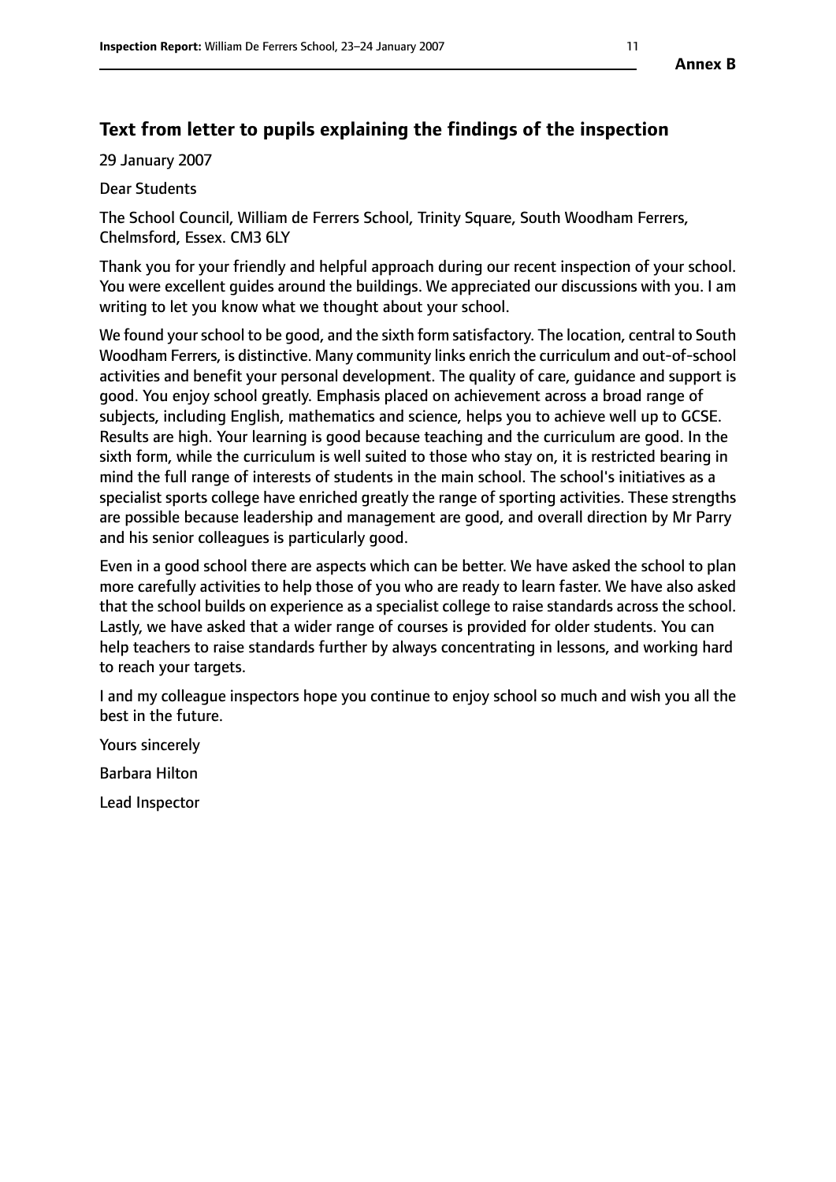## Text from letter to pupils explaining the findings of the inspection

29 January 2007

Dear Students

The School Council, William de Ferrers School, Trinity Square, South Woodham Ferrers, Chelmsford, Essex. CM3 6LY

Thank you for your friendly and helpful approach during our recent inspection of your school. You were excellent guides around the buildings. We appreciated our discussions with you. I am writing to let you know what we thought about your school.

We found your school to be good, and the sixth form satisfactory. The location, central to South Woodham Ferrers, is distinctive. Many community links enrich the curriculum and out-of-school activities and benefit your personal development. The quality of care, guidance and support is good. You enjoy school greatly. Emphasis placed on achievement across a broad range of subjects, including English, mathematics and science, helps you to achieve well up to GCSE. Results are high. Your learning is good because teaching and the curriculum are good. In the sixth form, while the curriculum is well suited to those who stay on, it is restricted bearing in mind the full range of interests of students in the main school. The school's initiatives as a specialist sports college have enriched greatly the range of sporting activities. These strengths are possible because leadership and management are good, and overall direction by Mr Parry and his senior colleagues is particularly good.

Even in a good school there are aspects which can be better. We have asked the school to plan more carefully activities to help those of you who are ready to learn faster. We have also asked that the school builds on experience as a specialist college to raise standards across the school. Lastly, we have asked that a wider range of courses is provided for older students. You can help teachers to raise standards further by always concentrating in lessons, and working hard to reach your targets.

I and my colleague inspectors hope you continue to enjoy school so much and wish you all the best in the future.

Yours sincerely

Barbara Hilton

Lead Inspector